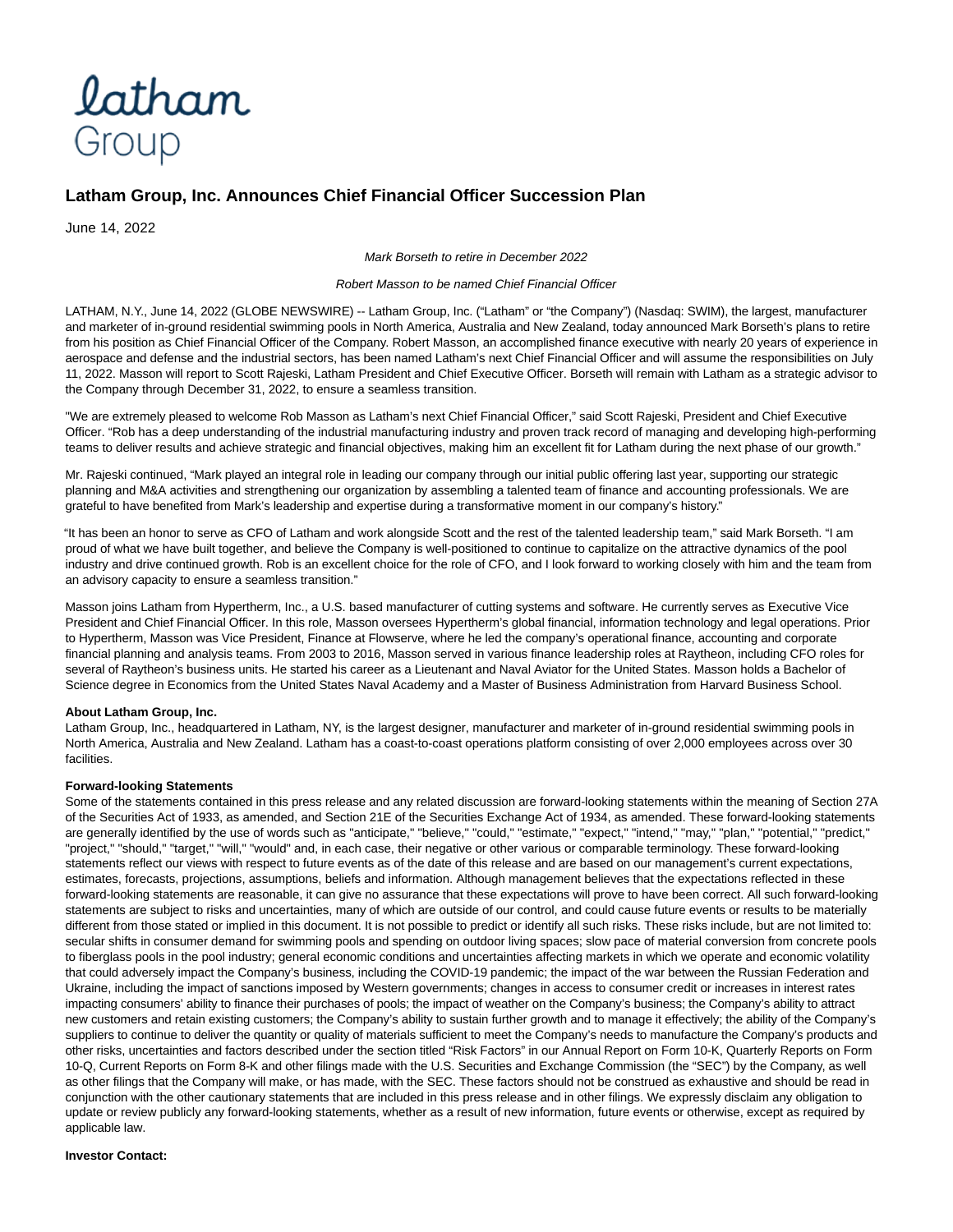latham
Group

# Latham Group, Inc. Announces Chief Financial Officer Succession Plan

June 14, 2022

*Mark Borseth to retire in December 2022*

*Robert Masson to be named Chief Financial Officer*

LATHAM, N.Y., June 14, 2022 (GLOBE NEWSWIRE) -- Latham Group, Inc. ("Latham" or "the Company") (Nasdaq: SWIM), the largest, manufacturer and marketer of in-ground residential swimming pools in North America, Australia and New Zealand, today announced Mark Borseth's plans to retire from his position as Chief Financial Officer of the Company. Robert Masson, an accomplished finance executive with nearly 20 years of experience in aerospace and defense and the industrial sectors, has been named Latham's next Chief Financial Officer and will assume the responsibilities on July 11, 2022. Masson will report to Scott Rajeski, Latham President and Chief Executive Officer. Borseth will remain with Latham as a strategic advisor to the Company through December 31, 2022, to ensure a seamless transition.

"We are extremely pleased to welcome Rob Masson as Latham's next Chief Financial Officer," said Scott Rajeski, President and Chief Executive Officer. "Rob has a deep understanding of the industrial manufacturing industry and proven track record of managing and developing high-performing teams to deliver results and achieve strategic and financial objectives, making him an excellent fit for Latham during the next phase of our growth."

Mr. Rajeski continued, "Mark played an integral role in leading our company through our initial public offering last year, supporting our strategic planning and M&A activities and strengthening our organization by assembling a talented team of finance and accounting professionals. We are grateful to have benefited from Mark's leadership and expertise during a transformative moment in our company's history."

"It has been an honor to serve as CFO of Latham and work alongside Scott and the rest of the talented leadership team," said Mark Borseth. "I am proud of what we have built together, and believe the Company is well-positioned to continue to capitalize on the attractive dynamics of the pool industry and drive continued growth. Rob is an excellent choice for the role of CFO, and I look forward to working closely with him and the team from an advisory capacity to ensure a seamless transition."

Masson joins Latham from Hypertherm, Inc., a U.S. based manufacturer of cutting systems and software. He currently serves as Executive Vice President and Chief Financial Officer. In this role, Masson oversees Hypertherm's global financial, information technology and legal operations. Prior to Hypertherm, Masson was Vice President, Finance at Flowserve, where he led the company's operational finance, accounting and corporate financial planning and analysis teams. From 2003 to 2016, Masson served in various finance leadership roles at Raytheon, including CFO roles for several of Raytheon's business units. He started his career as a Lieutenant and Naval Aviator for the United States. Masson holds a Bachelor of Science degree in Economics from the United States Naval Academy and a Master of Business Administration from Harvard Business School.

**About Latham Group, Inc.**
Latham Group, Inc., headquartered in Latham, NY, is the largest designer, manufacturer and marketer of in-ground residential swimming pools in North America, Australia and New Zealand. Latham has a coast-to-coast operations platform consisting of over 2,000 employees across over 30 facilities.

**Forward-looking Statements**
Some of the statements contained in this press release and any related discussion are forward-looking statements within the meaning of Section 27A of the Securities Act of 1933, as amended, and Section 21E of the Securities Exchange Act of 1934, as amended. These forward-looking statements are generally identified by the use of words such as "anticipate," "believe," "could," "estimate," "expect," "intend," "may," "plan," "potential," "predict," "project," "should," "target," "will," "would" and, in each case, their negative or other various or comparable terminology. These forward-looking statements reflect our views with respect to future events as of the date of this release and are based on our management's current expectations, estimates, forecasts, projections, assumptions, beliefs and information. Although management believes that the expectations reflected in these forward-looking statements are reasonable, it can give no assurance that these expectations will prove to have been correct. All such forward-looking statements are subject to risks and uncertainties, many of which are outside of our control, and could cause future events or results to be materially different from those stated or implied in this document. It is not possible to predict or identify all such risks. These risks include, but are not limited to: secular shifts in consumer demand for swimming pools and spending on outdoor living spaces; slow pace of material conversion from concrete pools to fiberglass pools in the pool industry; general economic conditions and uncertainties affecting markets in which we operate and economic volatility that could adversely impact the Company's business, including the COVID-19 pandemic; the impact of the war between the Russian Federation and Ukraine, including the impact of sanctions imposed by Western governments; changes in access to consumer credit or increases in interest rates impacting consumers' ability to finance their purchases of pools; the impact of weather on the Company's business; the Company's ability to attract new customers and retain existing customers; the Company's ability to sustain further growth and to manage it effectively; the ability of the Company's suppliers to continue to deliver the quantity or quality of materials sufficient to meet the Company's needs to manufacture the Company's products and other risks, uncertainties and factors described under the section titled "Risk Factors" in our Annual Report on Form 10-K, Quarterly Reports on Form 10-Q, Current Reports on Form 8-K and other filings made with the U.S. Securities and Exchange Commission (the "SEC") by the Company, as well as other filings that the Company will make, or has made, with the SEC. These factors should not be construed as exhaustive and should be read in conjunction with the other cautionary statements that are included in this press release and in other filings. We expressly disclaim any obligation to update or review publicly any forward-looking statements, whether as a result of new information, future events or otherwise, except as required by applicable law.

**Investor Contact:**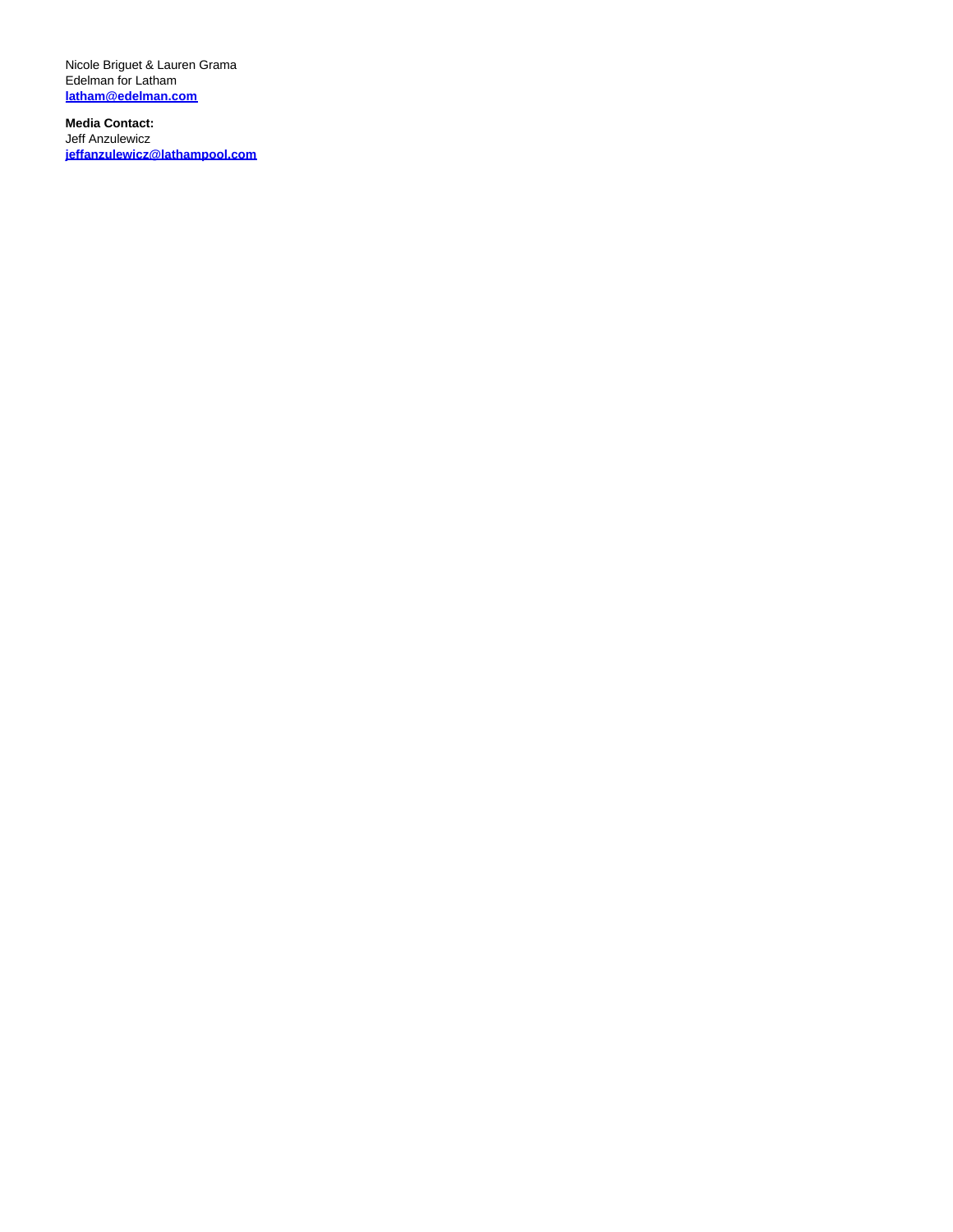Nicole Briguet & Lauren Grama
Edelman for Latham
**latham@edelman.com**

**Media Contact:**
Jeff Anzulewicz
**jeffanzulewicz@lathampool.com**